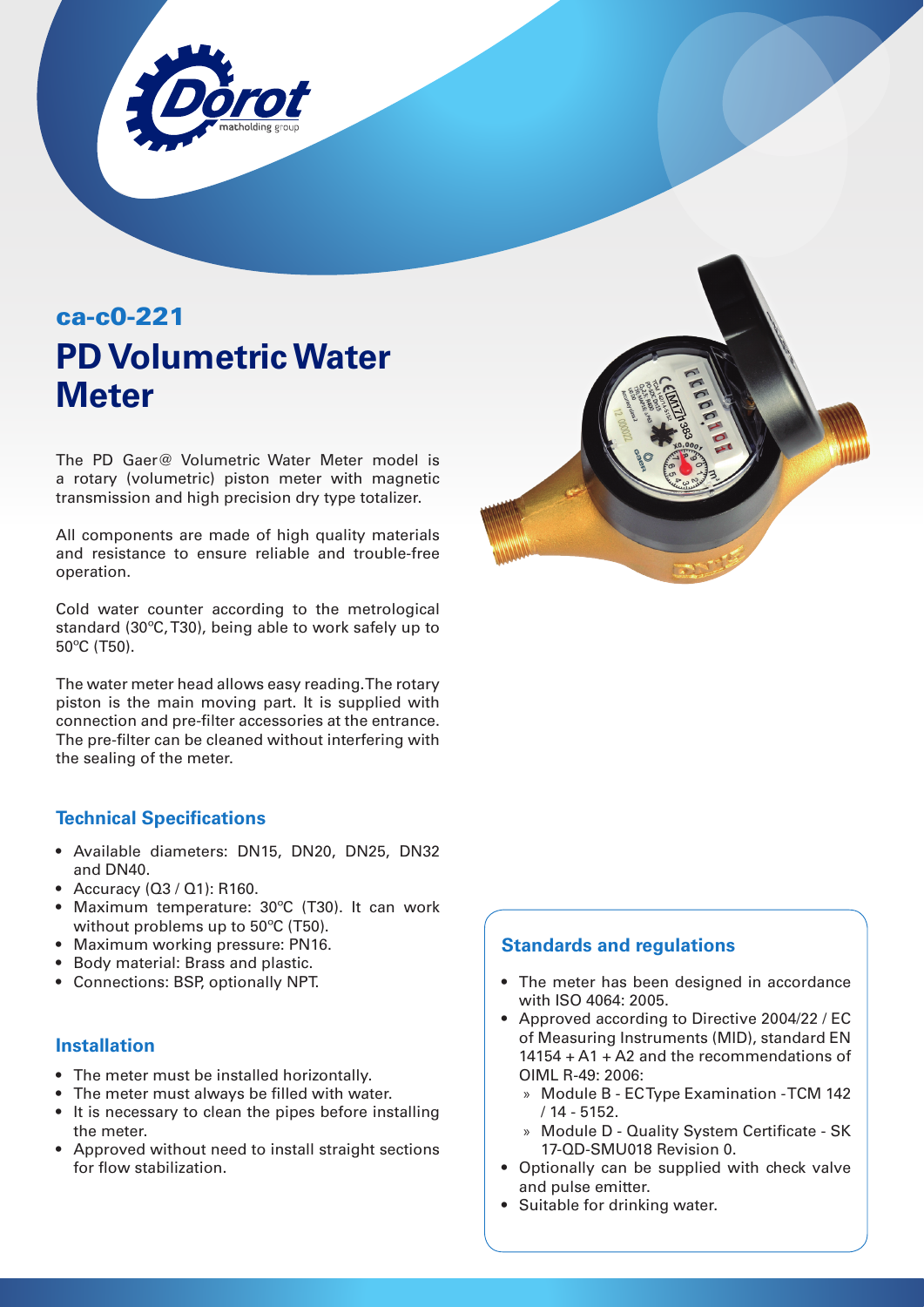ca-c0-221

# PD Volumetric Water Meter

The PD Gaer@ Volumetric Water Meter model is a rotary (volumetric) piston meter with magnetic transmission and high precision dry type totalizer.

All components are made of high quality materials and resistance to ensure reliable and trouble-free operation.

Cold water counter according to the metrological standard (30ºC, T30), being able to work safely up to 50ºC (T50).

The water meter head allows easy reading. The rotary piston is the main moving part. It is supplied with connection and pre-filter accessories at the entrance. The pre-filter can be cleaned without interfering with the sealing of the meter.

## Technical Specifications

- Available diameters: DN15, DN20, DN25, DN32 and DN40.
- Accuracy (Q3 / Q1): R160.
- Maximum temperature: 30ºC (T30). It can work without problems up to 50ºC (T50).
- Maximum working pressure: PN16.
- Body material: Brass and plastic.
- Connections: BSP, optionally NPT.

## Installation

- The meter must be installed horizontally.
- The meter must always be filled with water.
- It is necessary to clean the pipes before installing the meter.
- Approved without need to install straight sections for flow stabilization.

## Standards and regulations

- The meter has been designed in accordance with ISO 4064: 2005.
- Approved according to Directive 2004/22 / EC of Measuring Instruments (MID), standard EN 14154 + A1 + A2 and the recommendations of OIML R-49: 2006:
  - Module B - EC Type Examination - TCM 142 / 14 - 5152.
  - Module D - Quality System Certificate - SK 17-QD-SMU018 Revision 0.
- Optionally can be supplied with check valve and pulse emitter.
- Suitable for drinking water.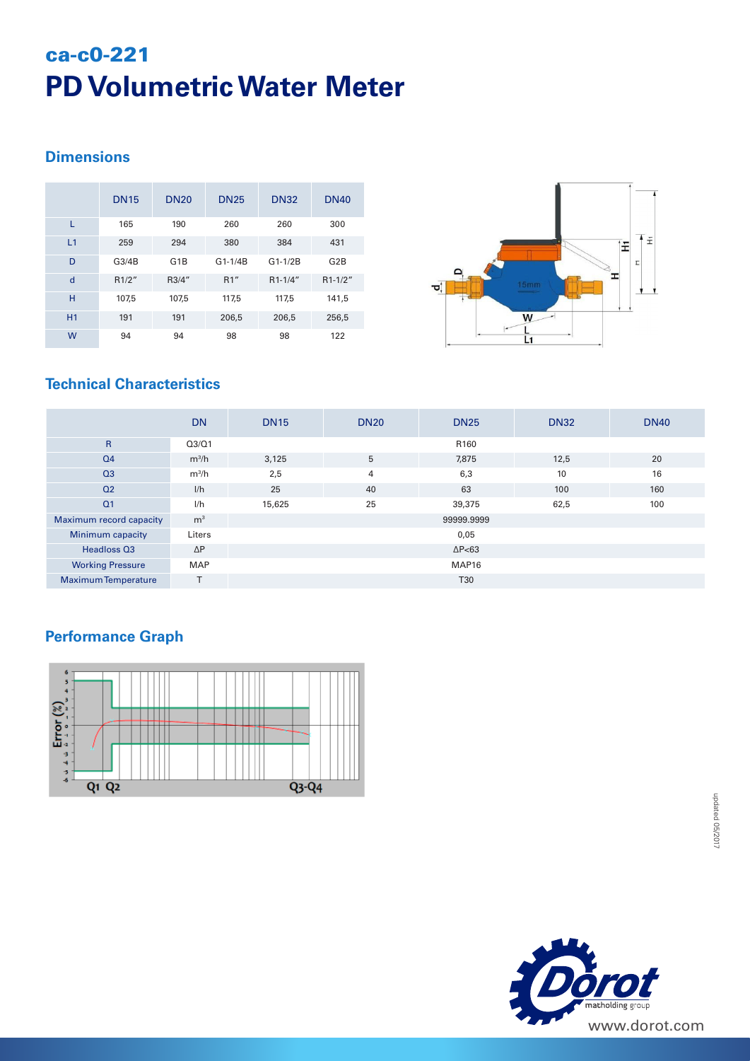# ca-c0-221

# PD Volumetric Water Meter

## Dimensions

| | DN15 | DN20 | DN25 | DN32 | DN40 |
|---|---|---|---|---|---|
| L | 165 | 190 | 260 | 260 | 300 |
| L1 | 259 | 294 | 380 | 384 | 431 |
| D | G3/4B | G1B | G1-1/4B | G1-1/2B | G2B |
| d | R1/2" | R3/4" | R1" | R1-1/4" | R1-1/2" |
| H | 107,5 | 107,5 | 117,5 | 117,5 | 141,5 |
| H1 | 191 | 191 | 206,5 | 206,5 | 256,5 |
| W | 94 | 94 | 98 | 98 | 122 |

D
d
15mm
W
L
L1
H
H1

## Technical Characteristics

| | DN | DN15 | DN20 | DN25 | DN32 | DN40 |
|---|---|---|---|---|---|---|
| R | Q3/Q1 | | | R160 | | |
| Q4 | m³/h | 3,125 | 5 | 7,875 | 12,5 | 20 |
| Q3 | m³/h | 2,5 | 4 | 6,3 | 10 | 16 |
| Q2 | l/h | 25 | 40 | 63 | 100 | 160 |
| Q1 | l/h | 15,625 | 25 | 39,375 | 62,5 | 100 |
| Maximum record capacity | m³ | | | 99999.9999 | | |
| Minimum capacity | Liters | | | 0,05 | | |
| Headloss Q3 | ΔP | | | ΔP<63 | | |
| Working Pressure | MAP | | | MAP16 | | |
| Maximum Temperature | T | | | T30 | | |

## Performance Graph

Error (%)
6
5
4
3
2
1
0
-1
-2
-3
-4
-5
-6
Q1 Q2
Q3-Q4

updated 05/2017

Dorot matholding group

www.dorot.com